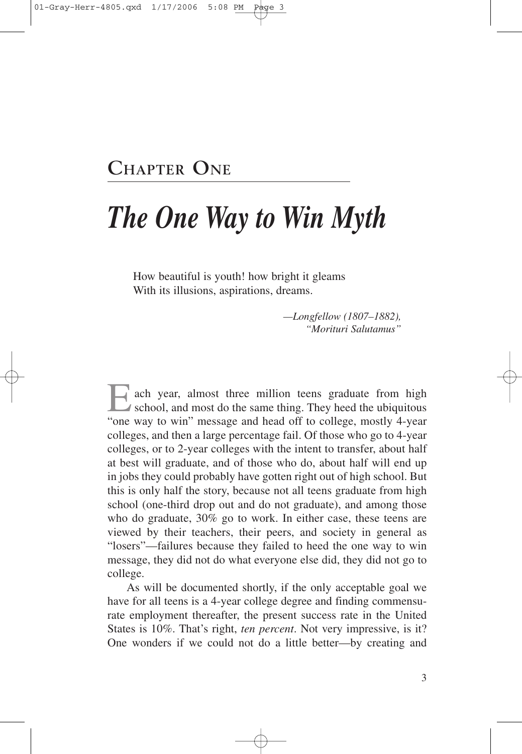# Chapter One

## *The One Way to Win Myth*

> How beautiful is youth! how bright it gleams
> With its illusions, aspirations, dreams.
>
> —*Longfellow (1807–1882), "Morituri Salutamus"*

Each year, almost three million teens graduate from high school, and most do the same thing. They heed the ubiquitous "one way to win" message and head off to college, mostly 4-year colleges, and then a large percentage fail. Of those who go to 4-year colleges, or to 2-year colleges with the intent to transfer, about half at best will graduate, and of those who do, about half will end up in jobs they could probably have gotten right out of high school. But this is only half the story, because not all teens graduate from high school (one-third drop out and do not graduate), and among those who do graduate, 30% go to work. In either case, these teens are viewed by their teachers, their peers, and society in general as "losers"—failures because they failed to heed the one way to win message, they did not do what everyone else did, they did not go to college.

As will be documented shortly, if the only acceptable goal we have for all teens is a 4-year college degree and finding commensurate employment thereafter, the present success rate in the United States is 10%. That's right, *ten percent*. Not very impressive, is it? One wonders if we could not do a little better—by creating and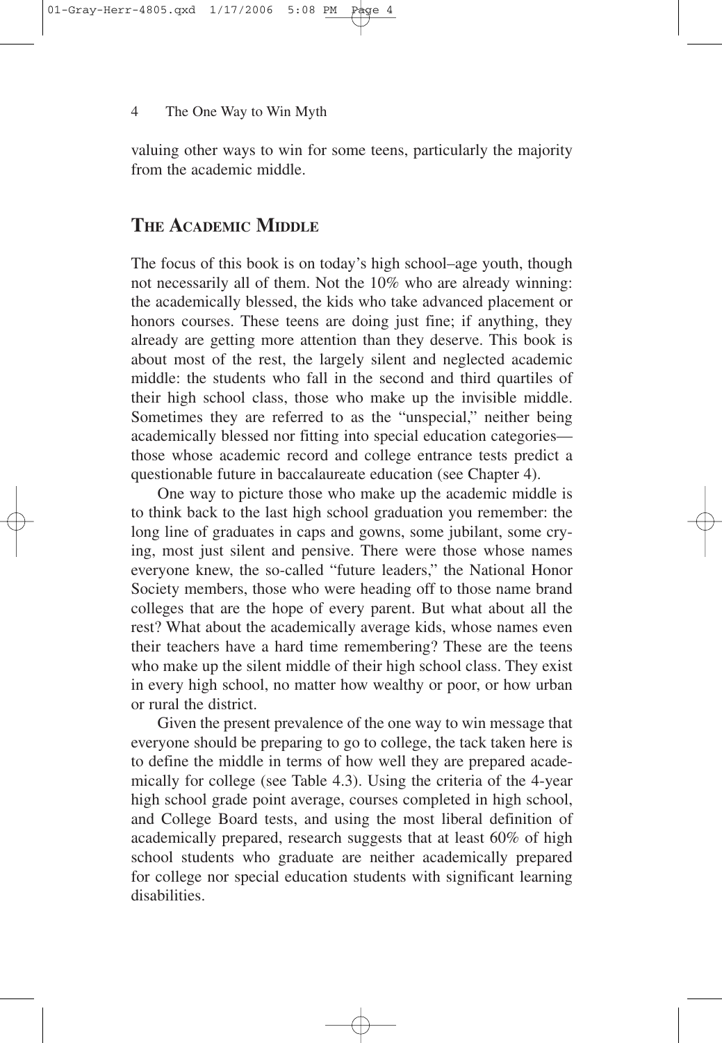valuing other ways to win for some teens, particularly the majority from the academic middle.

## The Academic Middle

The focus of this book is on today's high school–age youth, though not necessarily all of them. Not the 10% who are already winning: the academically blessed, the kids who take advanced placement or honors courses. These teens are doing just fine; if anything, they already are getting more attention than they deserve. This book is about most of the rest, the largely silent and neglected academic middle: the students who fall in the second and third quartiles of their high school class, those who make up the invisible middle. Sometimes they are referred to as the "unspecial," neither being academically blessed nor fitting into special education categories—those whose academic record and college entrance tests predict a questionable future in baccalaureate education (see Chapter 4).

One way to picture those who make up the academic middle is to think back to the last high school graduation you remember: the long line of graduates in caps and gowns, some jubilant, some crying, most just silent and pensive. There were those whose names everyone knew, the so-called "future leaders," the National Honor Society members, those who were heading off to those name brand colleges that are the hope of every parent. But what about all the rest? What about the academically average kids, whose names even their teachers have a hard time remembering? These are the teens who make up the silent middle of their high school class. They exist in every high school, no matter how wealthy or poor, or how urban or rural the district.

Given the present prevalence of the one way to win message that everyone should be preparing to go to college, the tack taken here is to define the middle in terms of how well they are prepared academically for college (see Table 4.3). Using the criteria of the 4-year high school grade point average, courses completed in high school, and College Board tests, and using the most liberal definition of academically prepared, research suggests that at least 60% of high school students who graduate are neither academically prepared for college nor special education students with significant learning disabilities.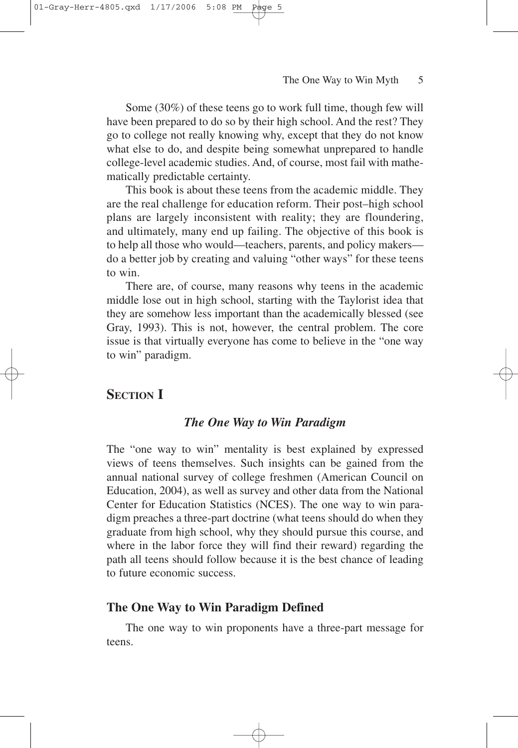Some (30%) of these teens go to work full time, though few will have been prepared to do so by their high school. And the rest? They go to college not really knowing why, except that they do not know what else to do, and despite being somewhat unprepared to handle college-level academic studies. And, of course, most fail with mathematically predictable certainty.

This book is about these teens from the academic middle. They are the real challenge for education reform. Their post–high school plans are largely inconsistent with reality; they are floundering, and ultimately, many end up failing. The objective of this book is to help all those who would—teachers, parents, and policy makers—do a better job by creating and valuing "other ways" for these teens to win.

There are, of course, many reasons why teens in the academic middle lose out in high school, starting with the Taylorist idea that they are somehow less important than the academically blessed (see Gray, 1993). This is not, however, the central problem. The core issue is that virtually everyone has come to believe in the "one way to win" paradigm.

## SECTION I

### *The One Way to Win Paradigm*

The "one way to win" mentality is best explained by expressed views of teens themselves. Such insights can be gained from the annual national survey of college freshmen (American Council on Education, 2004), as well as survey and other data from the National Center for Education Statistics (NCES). The one way to win paradigm preaches a three-part doctrine (what teens should do when they graduate from high school, why they should pursue this course, and where in the labor force they will find their reward) regarding the path all teens should follow because it is the best chance of leading to future economic success.

### The One Way to Win Paradigm Defined

The one way to win proponents have a three-part message for teens.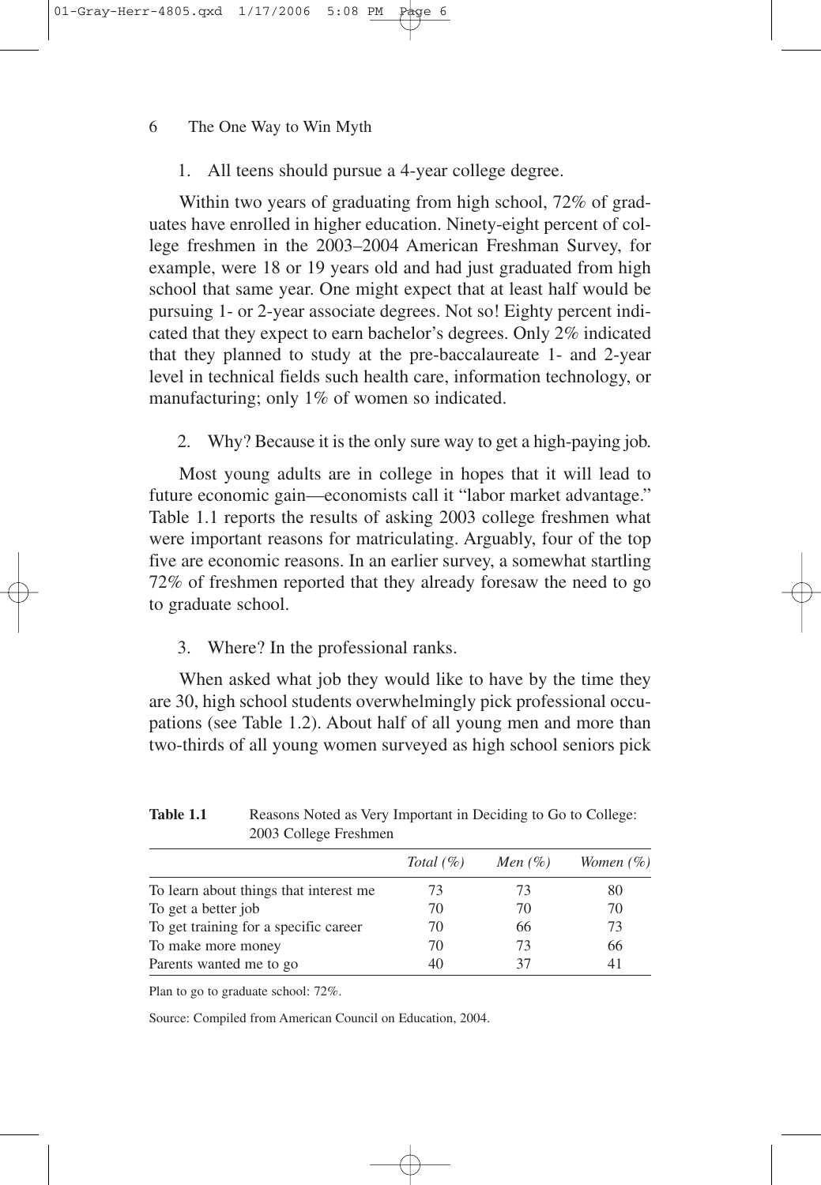1. All teens should pursue a 4-year college degree.

Within two years of graduating from high school, 72% of graduates have enrolled in higher education. Ninety-eight percent of college freshmen in the 2003–2004 American Freshman Survey, for example, were 18 or 19 years old and had just graduated from high school that same year. One might expect that at least half would be pursuing 1- or 2-year associate degrees. Not so! Eighty percent indicated that they expect to earn bachelor's degrees. Only 2% indicated that they planned to study at the pre-baccalaureate 1- and 2-year level in technical fields such health care, information technology, or manufacturing; only 1% of women so indicated.

2. Why? Because it is the only sure way to get a high-paying job.

Most young adults are in college in hopes that it will lead to future economic gain—economists call it "labor market advantage." Table 1.1 reports the results of asking 2003 college freshmen what were important reasons for matriculating. Arguably, four of the top five are economic reasons. In an earlier survey, a somewhat startling 72% of freshmen reported that they already foresaw the need to go to graduate school.

3. Where? In the professional ranks.

When asked what job they would like to have by the time they are 30, high school students overwhelmingly pick professional occupations (see Table 1.2). About half of all young men and more than two-thirds of all young women surveyed as high school seniors pick

**Table 1.1** Reasons Noted as Very Important in Deciding to Go to College: 2003 College Freshmen

| | *Total (%)* | *Men (%)* | *Women (%)* |
|---|---|---|---|
| To learn about things that interest me | 73 | 73 | 80 |
| To get a better job | 70 | 70 | 70 |
| To get training for a specific career | 70 | 66 | 73 |
| To make more money | 70 | 73 | 66 |
| Parents wanted me to go | 40 | 37 | 41 |

Plan to go to graduate school: 72%.

Source: Compiled from American Council on Education, 2004.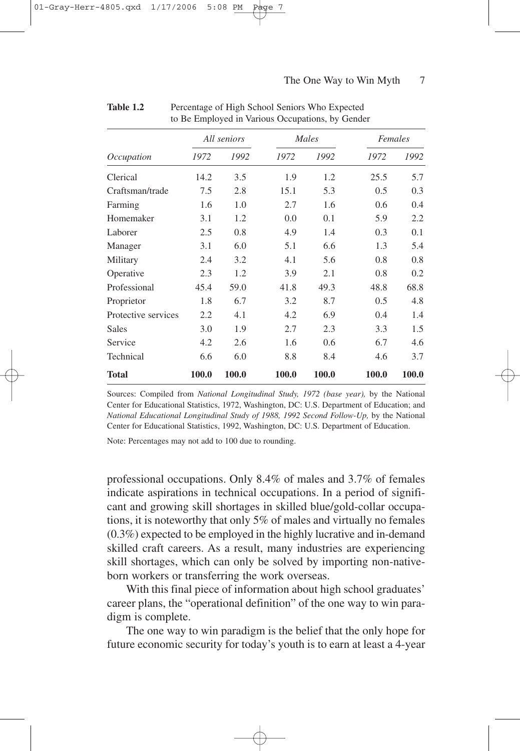**Table 1.2** Percentage of High School Seniors Who Expected to Be Employed in Various Occupations, by Gender

| | *All seniors* | | *Males* | | *Females* | |
|---|---|---|---|---|---|---|
| *Occupation* | *1972* | *1992* | *1972* | *1992* | *1972* | *1992* |
| Clerical | 14.2 | 3.5 | 1.9 | 1.2 | 25.5 | 5.7 |
| Craftsman/trade | 7.5 | 2.8 | 15.1 | 5.3 | 0.5 | 0.3 |
| Farming | 1.6 | 1.0 | 2.7 | 1.6 | 0.6 | 0.4 |
| Homemaker | 3.1 | 1.2 | 0.0 | 0.1 | 5.9 | 2.2 |
| Laborer | 2.5 | 0.8 | 4.9 | 1.4 | 0.3 | 0.1 |
| Manager | 3.1 | 6.0 | 5.1 | 6.6 | 1.3 | 5.4 |
| Military | 2.4 | 3.2 | 4.1 | 5.6 | 0.8 | 0.8 |
| Operative | 2.3 | 1.2 | 3.9 | 2.1 | 0.8 | 0.2 |
| Professional | 45.4 | 59.0 | 41.8 | 49.3 | 48.8 | 68.8 |
| Proprietor | 1.8 | 6.7 | 3.2 | 8.7 | 0.5 | 4.8 |
| Protective services | 2.2 | 4.1 | 4.2 | 6.9 | 0.4 | 1.4 |
| Sales | 3.0 | 1.9 | 2.7 | 2.3 | 3.3 | 1.5 |
| Service | 4.2 | 2.6 | 1.6 | 0.6 | 6.7 | 4.6 |
| Technical | 6.6 | 6.0 | 8.8 | 8.4 | 4.6 | 3.7 |
| **Total** | **100.0** | **100.0** | **100.0** | **100.0** | **100.0** | **100.0** |

Sources: Compiled from *National Longitudinal Study, 1972 (base year),* by the National Center for Educational Statistics, 1972, Washington, DC: U.S. Department of Education; and *National Educational Longitudinal Study of 1988, 1992 Second Follow-Up,* by the National Center for Educational Statistics, 1992, Washington, DC: U.S. Department of Education.

Note: Percentages may not add to 100 due to rounding.

professional occupations. Only 8.4% of males and 3.7% of females indicate aspirations in technical occupations. In a period of significant and growing skill shortages in skilled blue/gold-collar occupations, it is noteworthy that only 5% of males and virtually no females (0.3%) expected to be employed in the highly lucrative and in-demand skilled craft careers. As a result, many industries are experiencing skill shortages, which can only be solved by importing non-native-born workers or transferring the work overseas.

With this final piece of information about high school graduates' career plans, the "operational definition" of the one way to win paradigm is complete.

The one way to win paradigm is the belief that the only hope for future economic security for today's youth is to earn at least a 4-year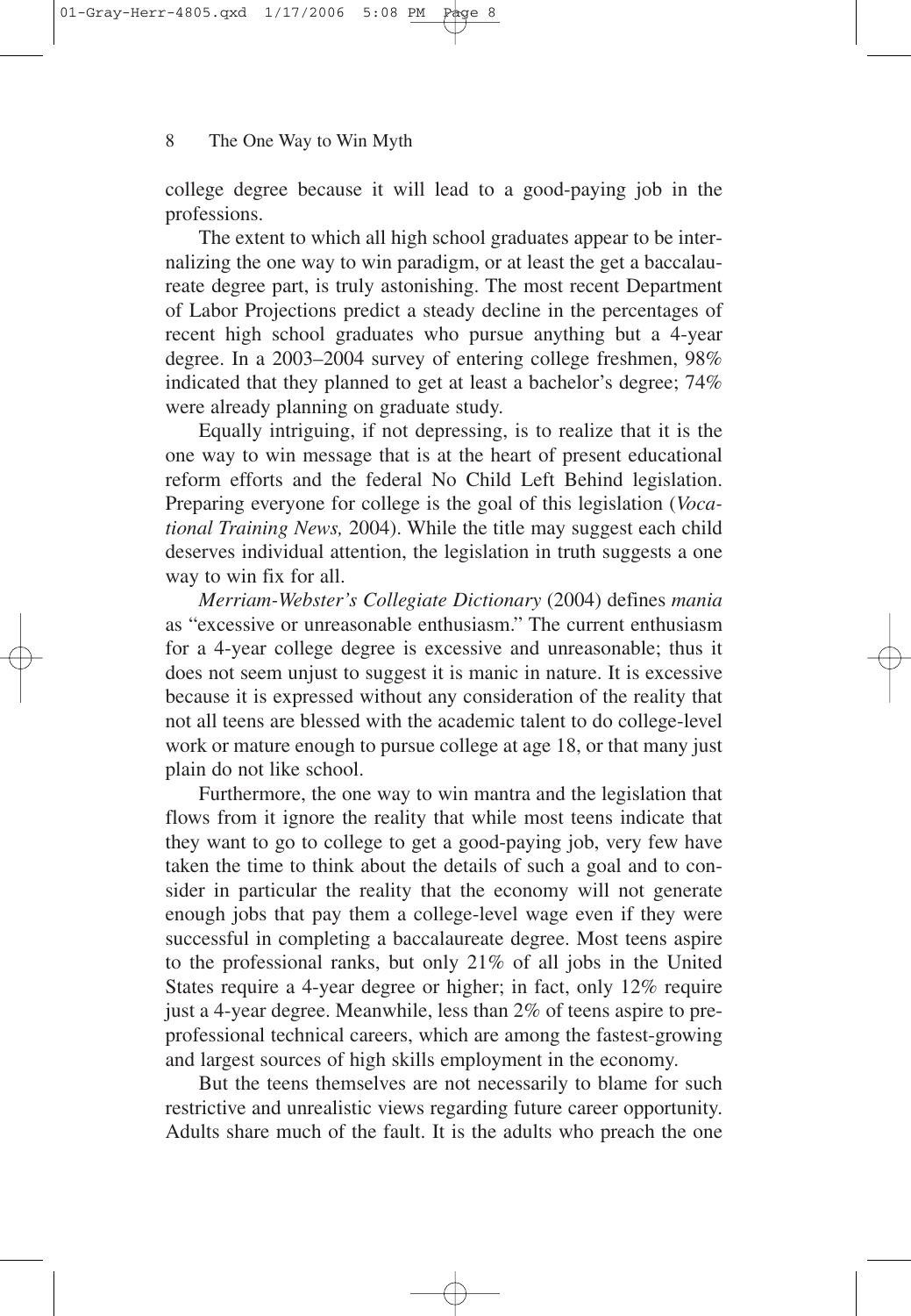college degree because it will lead to a good-paying job in the professions.

The extent to which all high school graduates appear to be internalizing the one way to win paradigm, or at least the get a baccalaureate degree part, is truly astonishing. The most recent Department of Labor Projections predict a steady decline in the percentages of recent high school graduates who pursue anything but a 4-year degree. In a 2003–2004 survey of entering college freshmen, 98% indicated that they planned to get at least a bachelor's degree; 74% were already planning on graduate study.

Equally intriguing, if not depressing, is to realize that it is the one way to win message that is at the heart of present educational reform efforts and the federal No Child Left Behind legislation. Preparing everyone for college is the goal of this legislation (*Vocational Training News,* 2004). While the title may suggest each child deserves individual attention, the legislation in truth suggests a one way to win fix for all.

*Merriam-Webster's Collegiate Dictionary* (2004) defines *mania* as "excessive or unreasonable enthusiasm." The current enthusiasm for a 4-year college degree is excessive and unreasonable; thus it does not seem unjust to suggest it is manic in nature. It is excessive because it is expressed without any consideration of the reality that not all teens are blessed with the academic talent to do college-level work or mature enough to pursue college at age 18, or that many just plain do not like school.

Furthermore, the one way to win mantra and the legislation that flows from it ignore the reality that while most teens indicate that they want to go to college to get a good-paying job, very few have taken the time to think about the details of such a goal and to consider in particular the reality that the economy will not generate enough jobs that pay them a college-level wage even if they were successful in completing a baccalaureate degree. Most teens aspire to the professional ranks, but only 21% of all jobs in the United States require a 4-year degree or higher; in fact, only 12% require just a 4-year degree. Meanwhile, less than 2% of teens aspire to preprofessional technical careers, which are among the fastest-growing and largest sources of high skills employment in the economy.

But the teens themselves are not necessarily to blame for such restrictive and unrealistic views regarding future career opportunity. Adults share much of the fault. It is the adults who preach the one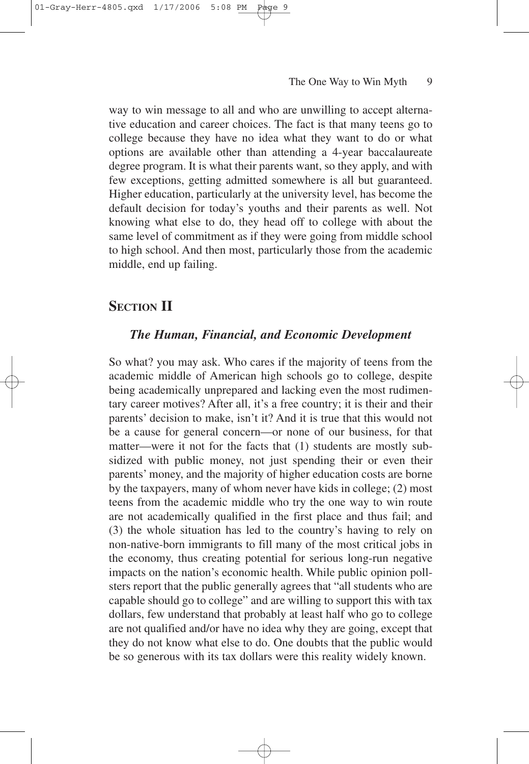way to win message to all and who are unwilling to accept alternative education and career choices. The fact is that many teens go to college because they have no idea what they want to do or what options are available other than attending a 4-year baccalaureate degree program. It is what their parents want, so they apply, and with few exceptions, getting admitted somewhere is all but guaranteed. Higher education, particularly at the university level, has become the default decision for today's youths and their parents as well. Not knowing what else to do, they head off to college with about the same level of commitment as if they were going from middle school to high school. And then most, particularly those from the academic middle, end up failing.

## Section II

### *The Human, Financial, and Economic Development*

So what? you may ask. Who cares if the majority of teens from the academic middle of American high schools go to college, despite being academically unprepared and lacking even the most rudimentary career motives? After all, it's a free country; it is their and their parents' decision to make, isn't it? And it is true that this would not be a cause for general concern—or none of our business, for that matter—were it not for the facts that (1) students are mostly subsidized with public money, not just spending their or even their parents' money, and the majority of higher education costs are borne by the taxpayers, many of whom never have kids in college; (2) most teens from the academic middle who try the one way to win route are not academically qualified in the first place and thus fail; and (3) the whole situation has led to the country's having to rely on non-native-born immigrants to fill many of the most critical jobs in the economy, thus creating potential for serious long-run negative impacts on the nation's economic health. While public opinion pollsters report that the public generally agrees that "all students who are capable should go to college" and are willing to support this with tax dollars, few understand that probably at least half who go to college are not qualified and/or have no idea why they are going, except that they do not know what else to do. One doubts that the public would be so generous with its tax dollars were this reality widely known.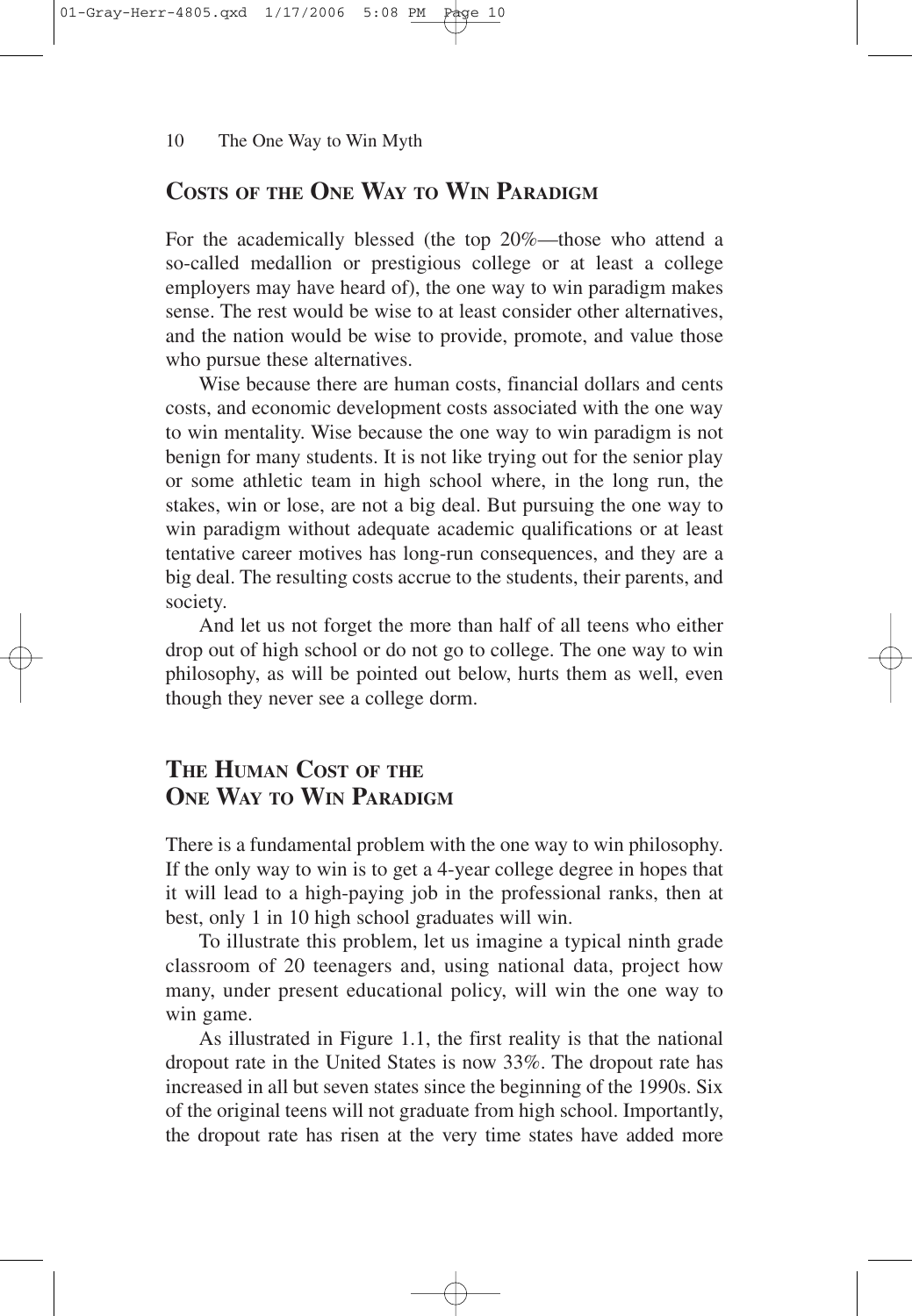## Costs of the One Way to Win Paradigm

For the academically blessed (the top 20%—those who attend a so-called medallion or prestigious college or at least a college employers may have heard of), the one way to win paradigm makes sense. The rest would be wise to at least consider other alternatives, and the nation would be wise to provide, promote, and value those who pursue these alternatives.

Wise because there are human costs, financial dollars and cents costs, and economic development costs associated with the one way to win mentality. Wise because the one way to win paradigm is not benign for many students. It is not like trying out for the senior play or some athletic team in high school where, in the long run, the stakes, win or lose, are not a big deal. But pursuing the one way to win paradigm without adequate academic qualifications or at least tentative career motives has long-run consequences, and they are a big deal. The resulting costs accrue to the students, their parents, and society.

And let us not forget the more than half of all teens who either drop out of high school or do not go to college. The one way to win philosophy, as will be pointed out below, hurts them as well, even though they never see a college dorm.

## The Human Cost of the One Way to Win Paradigm

There is a fundamental problem with the one way to win philosophy. If the only way to win is to get a 4-year college degree in hopes that it will lead to a high-paying job in the professional ranks, then at best, only 1 in 10 high school graduates will win.

To illustrate this problem, let us imagine a typical ninth grade classroom of 20 teenagers and, using national data, project how many, under present educational policy, will win the one way to win game.

As illustrated in Figure 1.1, the first reality is that the national dropout rate in the United States is now 33%. The dropout rate has increased in all but seven states since the beginning of the 1990s. Six of the original teens will not graduate from high school. Importantly, the dropout rate has risen at the very time states have added more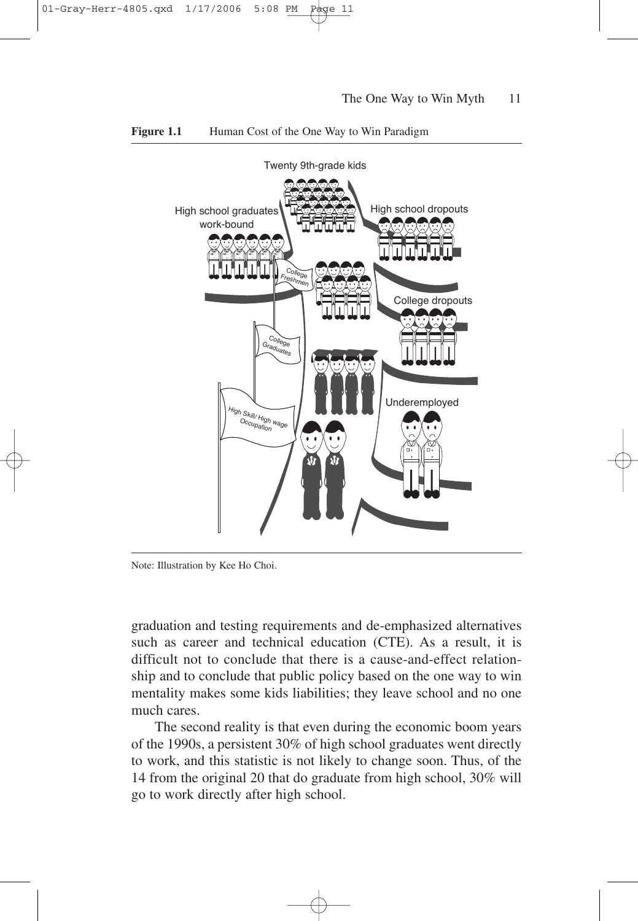**Figure 1.1** Human Cost of the One Way to Win Paradigm

Note: Illustration by Kee Ho Choi.

graduation and testing requirements and de-emphasized alternatives such as career and technical education (CTE). As a result, it is difficult not to conclude that there is a cause-and-effect relationship and to conclude that public policy based on the one way to win mentality makes some kids liabilities; they leave school and no one much cares.

The second reality is that even during the economic boom years of the 1990s, a persistent 30% of high school graduates went directly to work, and this statistic is not likely to change soon. Thus, of the 14 from the original 20 that do graduate from high school, 30% will go to work directly after high school.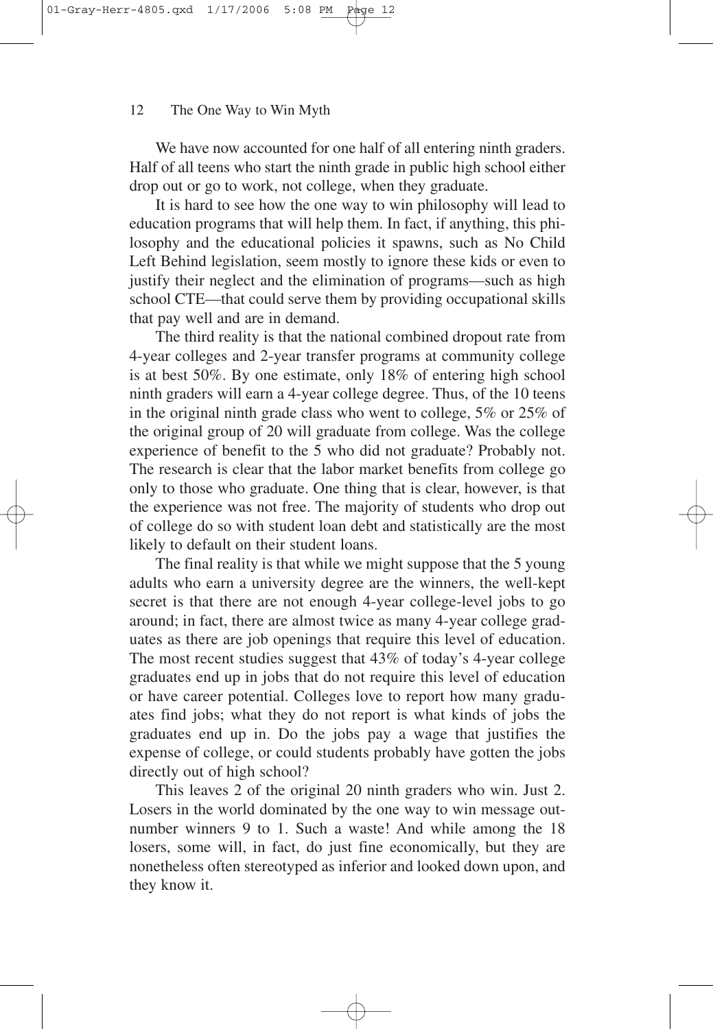We have now accounted for one half of all entering ninth graders. Half of all teens who start the ninth grade in public high school either drop out or go to work, not college, when they graduate.

It is hard to see how the one way to win philosophy will lead to education programs that will help them. In fact, if anything, this philosophy and the educational policies it spawns, such as No Child Left Behind legislation, seem mostly to ignore these kids or even to justify their neglect and the elimination of programs—such as high school CTE—that could serve them by providing occupational skills that pay well and are in demand.

The third reality is that the national combined dropout rate from 4-year colleges and 2-year transfer programs at community college is at best 50%. By one estimate, only 18% of entering high school ninth graders will earn a 4-year college degree. Thus, of the 10 teens in the original ninth grade class who went to college, 5% or 25% of the original group of 20 will graduate from college. Was the college experience of benefit to the 5 who did not graduate? Probably not. The research is clear that the labor market benefits from college go only to those who graduate. One thing that is clear, however, is that the experience was not free. The majority of students who drop out of college do so with student loan debt and statistically are the most likely to default on their student loans.

The final reality is that while we might suppose that the 5 young adults who earn a university degree are the winners, the well-kept secret is that there are not enough 4-year college-level jobs to go around; in fact, there are almost twice as many 4-year college graduates as there are job openings that require this level of education. The most recent studies suggest that 43% of today's 4-year college graduates end up in jobs that do not require this level of education or have career potential. Colleges love to report how many graduates find jobs; what they do not report is what kinds of jobs the graduates end up in. Do the jobs pay a wage that justifies the expense of college, or could students probably have gotten the jobs directly out of high school?

This leaves 2 of the original 20 ninth graders who win. Just 2. Losers in the world dominated by the one way to win message outnumber winners 9 to 1. Such a waste! And while among the 18 losers, some will, in fact, do just fine economically, but they are nonetheless often stereotyped as inferior and looked down upon, and they know it.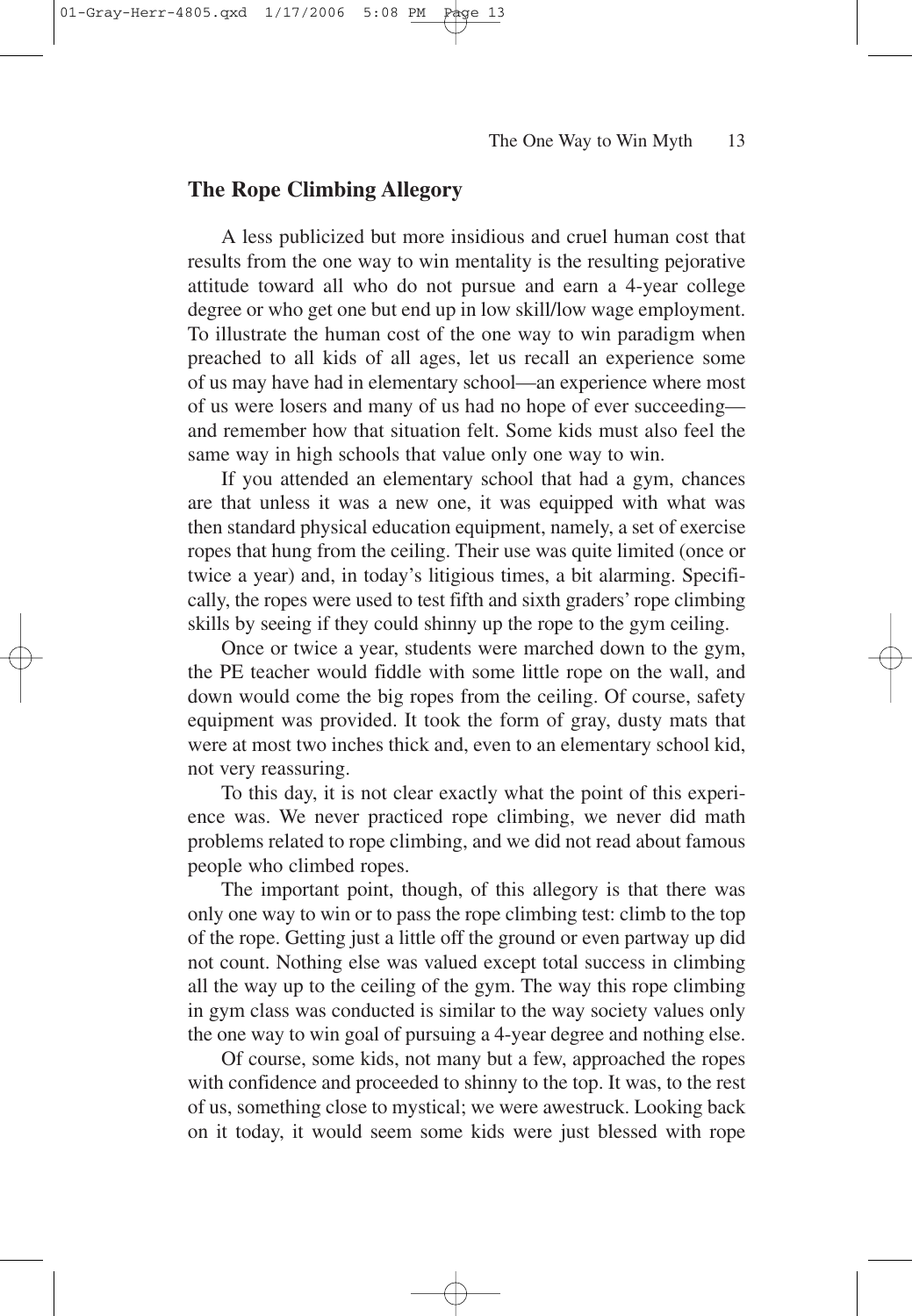## The Rope Climbing Allegory

A less publicized but more insidious and cruel human cost that results from the one way to win mentality is the resulting pejorative attitude toward all who do not pursue and earn a 4-year college degree or who get one but end up in low skill/low wage employment. To illustrate the human cost of the one way to win paradigm when preached to all kids of all ages, let us recall an experience some of us may have had in elementary school—an experience where most of us were losers and many of us had no hope of ever succeeding—and remember how that situation felt. Some kids must also feel the same way in high schools that value only one way to win.

If you attended an elementary school that had a gym, chances are that unless it was a new one, it was equipped with what was then standard physical education equipment, namely, a set of exercise ropes that hung from the ceiling. Their use was quite limited (once or twice a year) and, in today's litigious times, a bit alarming. Specifically, the ropes were used to test fifth and sixth graders' rope climbing skills by seeing if they could shinny up the rope to the gym ceiling.

Once or twice a year, students were marched down to the gym, the PE teacher would fiddle with some little rope on the wall, and down would come the big ropes from the ceiling. Of course, safety equipment was provided. It took the form of gray, dusty mats that were at most two inches thick and, even to an elementary school kid, not very reassuring.

To this day, it is not clear exactly what the point of this experience was. We never practiced rope climbing, we never did math problems related to rope climbing, and we did not read about famous people who climbed ropes.

The important point, though, of this allegory is that there was only one way to win or to pass the rope climbing test: climb to the top of the rope. Getting just a little off the ground or even partway up did not count. Nothing else was valued except total success in climbing all the way up to the ceiling of the gym. The way this rope climbing in gym class was conducted is similar to the way society values only the one way to win goal of pursuing a 4-year degree and nothing else.

Of course, some kids, not many but a few, approached the ropes with confidence and proceeded to shinny to the top. It was, to the rest of us, something close to mystical; we were awestruck. Looking back on it today, it would seem some kids were just blessed with rope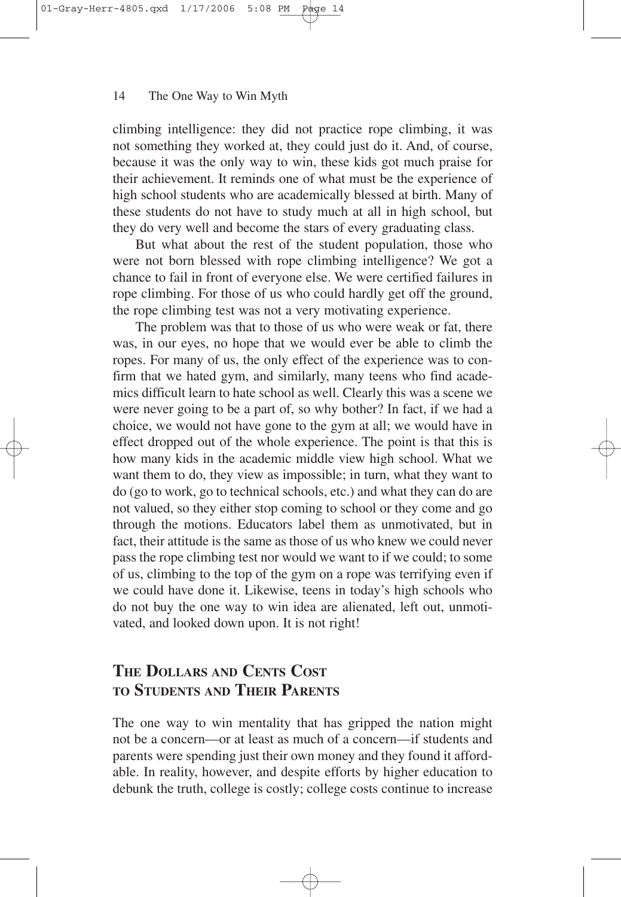climbing intelligence: they did not practice rope climbing, it was not something they worked at, they could just do it. And, of course, because it was the only way to win, these kids got much praise for their achievement. It reminds one of what must be the experience of high school students who are academically blessed at birth. Many of these students do not have to study much at all in high school, but they do very well and become the stars of every graduating class.

But what about the rest of the student population, those who were not born blessed with rope climbing intelligence? We got a chance to fail in front of everyone else. We were certified failures in rope climbing. For those of us who could hardly get off the ground, the rope climbing test was not a very motivating experience.

The problem was that to those of us who were weak or fat, there was, in our eyes, no hope that we would ever be able to climb the ropes. For many of us, the only effect of the experience was to confirm that we hated gym, and similarly, many teens who find academics difficult learn to hate school as well. Clearly this was a scene we were never going to be a part of, so why bother? In fact, if we had a choice, we would not have gone to the gym at all; we would have in effect dropped out of the whole experience. The point is that this is how many kids in the academic middle view high school. What we want them to do, they view as impossible; in turn, what they want to do (go to work, go to technical schools, etc.) and what they can do are not valued, so they either stop coming to school or they come and go through the motions. Educators label them as unmotivated, but in fact, their attitude is the same as those of us who knew we could never pass the rope climbing test nor would we want to if we could; to some of us, climbing to the top of the gym on a rope was terrifying even if we could have done it. Likewise, teens in today's high schools who do not buy the one way to win idea are alienated, left out, unmotivated, and looked down upon. It is not right!

## The Dollars and Cents Cost to Students and Their Parents

The one way to win mentality that has gripped the nation might not be a concern—or at least as much of a concern—if students and parents were spending just their own money and they found it affordable. In reality, however, and despite efforts by higher education to debunk the truth, college is costly; college costs continue to increase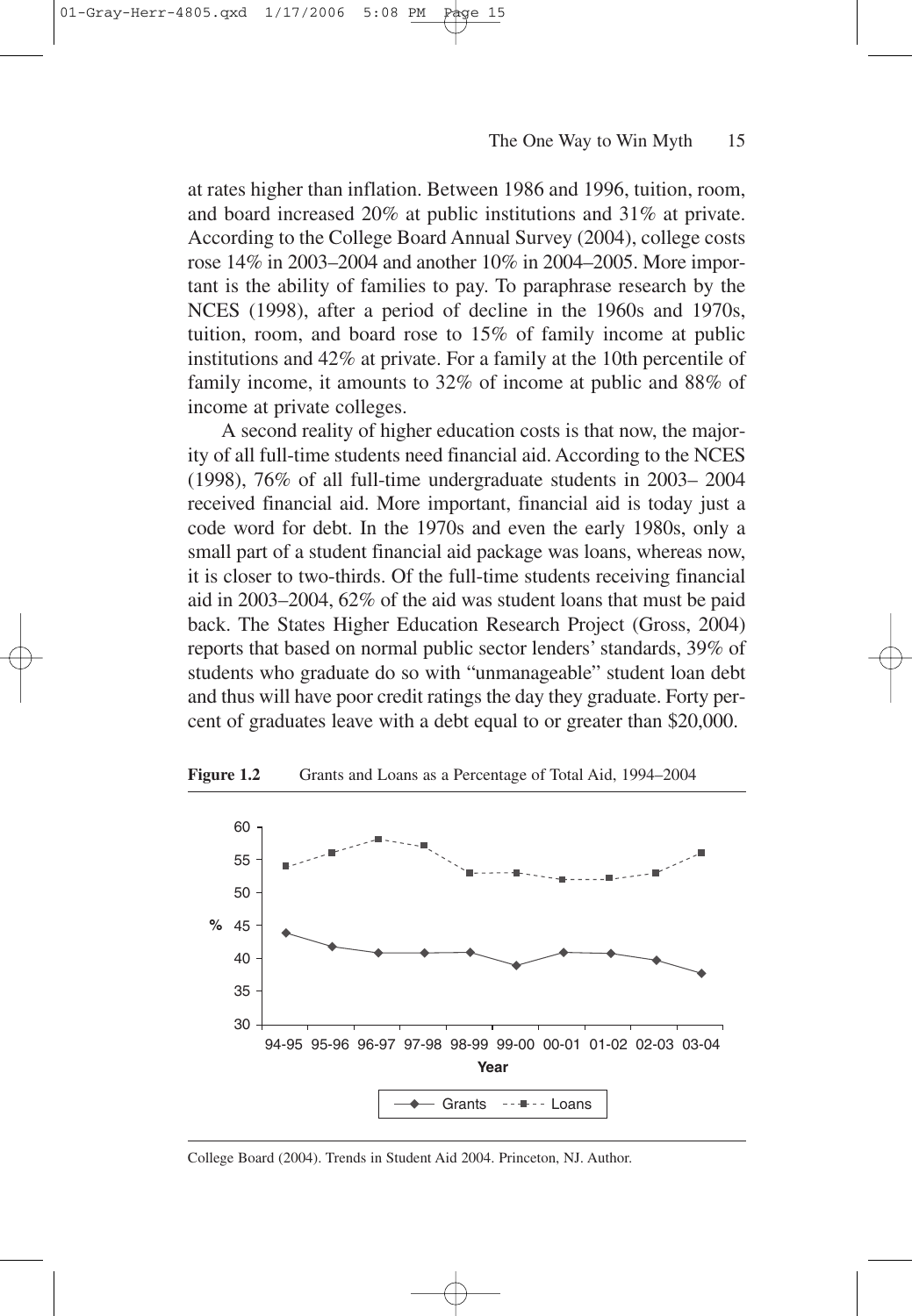at rates higher than inflation. Between 1986 and 1996, tuition, room, and board increased 20% at public institutions and 31% at private. According to the College Board Annual Survey (2004), college costs rose 14% in 2003–2004 and another 10% in 2004–2005. More important is the ability of families to pay. To paraphrase research by the NCES (1998), after a period of decline in the 1960s and 1970s, tuition, room, and board rose to 15% of family income at public institutions and 42% at private. For a family at the 10th percentile of family income, it amounts to 32% of income at public and 88% of income at private colleges.

A second reality of higher education costs is that now, the majority of all full-time students need financial aid. According to the NCES (1998), 76% of all full-time undergraduate students in 2003– 2004 received financial aid. More important, financial aid is today just a code word for debt. In the 1970s and even the early 1980s, only a small part of a student financial aid package was loans, whereas now, it is closer to two-thirds. Of the full-time students receiving financial aid in 2003–2004, 62% of the aid was student loans that must be paid back. The States Higher Education Research Project (Gross, 2004) reports that based on normal public sector lenders' standards, 39% of students who graduate do so with "unmanageable" student loan debt and thus will have poor credit ratings the day they graduate. Forty percent of graduates leave with a debt equal to or greater than $20,000.

**Figure 1.2** Grants and Loans as a Percentage of Total Aid, 1994–2004

College Board (2004). Trends in Student Aid 2004. Princeton, NJ. Author.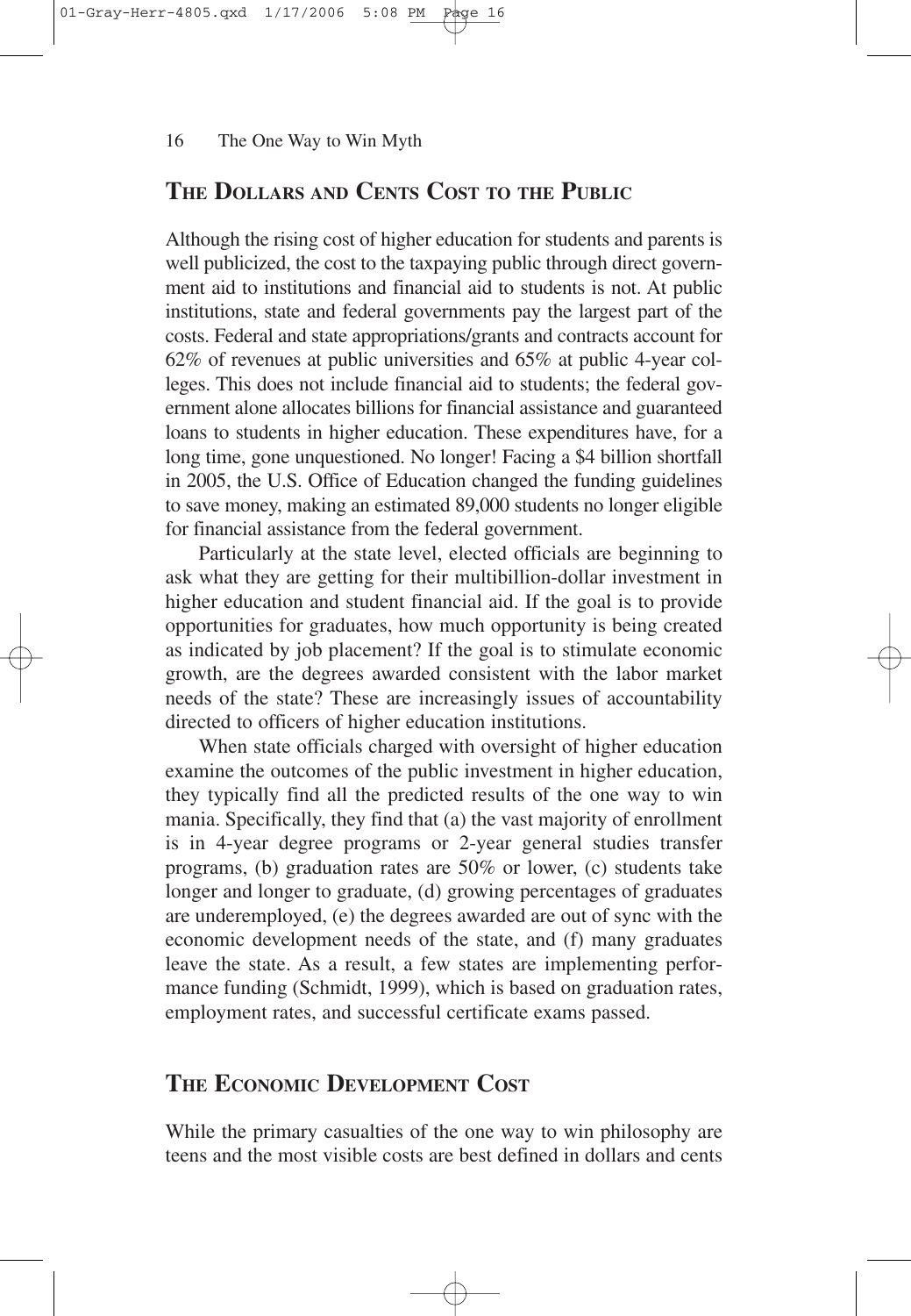## The Dollars and Cents Cost to the Public

Although the rising cost of higher education for students and parents is well publicized, the cost to the taxpaying public through direct government aid to institutions and financial aid to students is not. At public institutions, state and federal governments pay the largest part of the costs. Federal and state appropriations/grants and contracts account for 62% of revenues at public universities and 65% at public 4-year colleges. This does not include financial aid to students; the federal government alone allocates billions for financial assistance and guaranteed loans to students in higher education. These expenditures have, for a long time, gone unquestioned. No longer! Facing a $4 billion shortfall in 2005, the U.S. Office of Education changed the funding guidelines to save money, making an estimated 89,000 students no longer eligible for financial assistance from the federal government.

Particularly at the state level, elected officials are beginning to ask what they are getting for their multibillion-dollar investment in higher education and student financial aid. If the goal is to provide opportunities for graduates, how much opportunity is being created as indicated by job placement? If the goal is to stimulate economic growth, are the degrees awarded consistent with the labor market needs of the state? These are increasingly issues of accountability directed to officers of higher education institutions.

When state officials charged with oversight of higher education examine the outcomes of the public investment in higher education, they typically find all the predicted results of the one way to win mania. Specifically, they find that (a) the vast majority of enrollment is in 4-year degree programs or 2-year general studies transfer programs, (b) graduation rates are 50% or lower, (c) students take longer and longer to graduate, (d) growing percentages of graduates are underemployed, (e) the degrees awarded are out of sync with the economic development needs of the state, and (f) many graduates leave the state. As a result, a few states are implementing performance funding (Schmidt, 1999), which is based on graduation rates, employment rates, and successful certificate exams passed.

## The Economic Development Cost

While the primary casualties of the one way to win philosophy are teens and the most visible costs are best defined in dollars and cents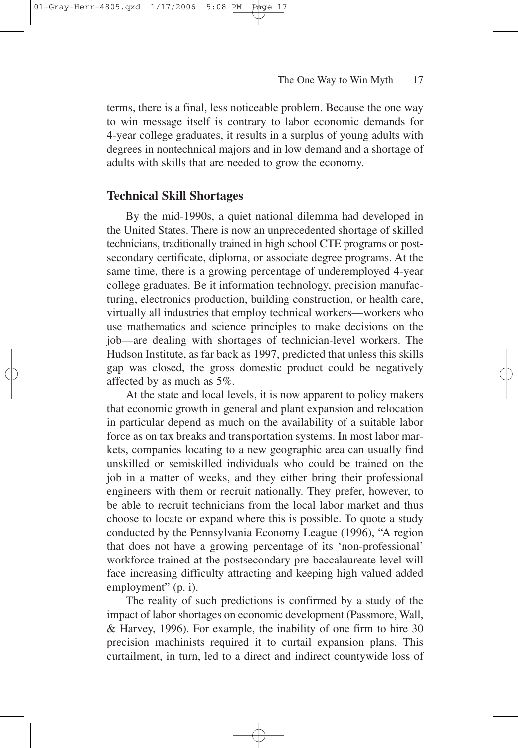terms, there is a final, less noticeable problem. Because the one way to win message itself is contrary to labor economic demands for 4-year college graduates, it results in a surplus of young adults with degrees in nontechnical majors and in low demand and a shortage of adults with skills that are needed to grow the economy.

## Technical Skill Shortages

By the mid-1990s, a quiet national dilemma had developed in the United States. There is now an unprecedented shortage of skilled technicians, traditionally trained in high school CTE programs or postsecondary certificate, diploma, or associate degree programs. At the same time, there is a growing percentage of underemployed 4-year college graduates. Be it information technology, precision manufacturing, electronics production, building construction, or health care, virtually all industries that employ technical workers—workers who use mathematics and science principles to make decisions on the job—are dealing with shortages of technician-level workers. The Hudson Institute, as far back as 1997, predicted that unless this skills gap was closed, the gross domestic product could be negatively affected by as much as 5%.

At the state and local levels, it is now apparent to policy makers that economic growth in general and plant expansion and relocation in particular depend as much on the availability of a suitable labor force as on tax breaks and transportation systems. In most labor markets, companies locating to a new geographic area can usually find unskilled or semiskilled individuals who could be trained on the job in a matter of weeks, and they either bring their professional engineers with them or recruit nationally. They prefer, however, to be able to recruit technicians from the local labor market and thus choose to locate or expand where this is possible. To quote a study conducted by the Pennsylvania Economy League (1996), "A region that does not have a growing percentage of its 'non-professional' workforce trained at the postsecondary pre-baccalaureate level will face increasing difficulty attracting and keeping high valued added employment" (p. i).

The reality of such predictions is confirmed by a study of the impact of labor shortages on economic development (Passmore, Wall, & Harvey, 1996). For example, the inability of one firm to hire 30 precision machinists required it to curtail expansion plans. This curtailment, in turn, led to a direct and indirect countywide loss of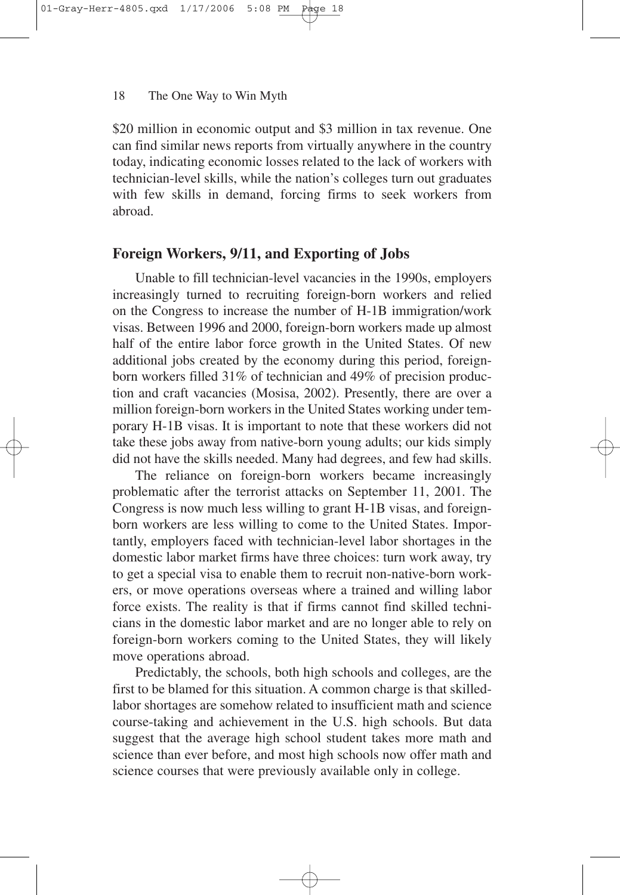$20 million in economic output and $3 million in tax revenue. One can find similar news reports from virtually anywhere in the country today, indicating economic losses related to the lack of workers with technician-level skills, while the nation's colleges turn out graduates with few skills in demand, forcing firms to seek workers from abroad.

## Foreign Workers, 9/11, and Exporting of Jobs

Unable to fill technician-level vacancies in the 1990s, employers increasingly turned to recruiting foreign-born workers and relied on the Congress to increase the number of H-1B immigration/work visas. Between 1996 and 2000, foreign-born workers made up almost half of the entire labor force growth in the United States. Of new additional jobs created by the economy during this period, foreign-born workers filled 31% of technician and 49% of precision production and craft vacancies (Mosisa, 2002). Presently, there are over a million foreign-born workers in the United States working under temporary H-1B visas. It is important to note that these workers did not take these jobs away from native-born young adults; our kids simply did not have the skills needed. Many had degrees, and few had skills.

The reliance on foreign-born workers became increasingly problematic after the terrorist attacks on September 11, 2001. The Congress is now much less willing to grant H-1B visas, and foreign-born workers are less willing to come to the United States. Importantly, employers faced with technician-level labor shortages in the domestic labor market firms have three choices: turn work away, try to get a special visa to enable them to recruit non-native-born workers, or move operations overseas where a trained and willing labor force exists. The reality is that if firms cannot find skilled technicians in the domestic labor market and are no longer able to rely on foreign-born workers coming to the United States, they will likely move operations abroad.

Predictably, the schools, both high schools and colleges, are the first to be blamed for this situation. A common charge is that skilled-labor shortages are somehow related to insufficient math and science course-taking and achievement in the U.S. high schools. But data suggest that the average high school student takes more math and science than ever before, and most high schools now offer math and science courses that were previously available only in college.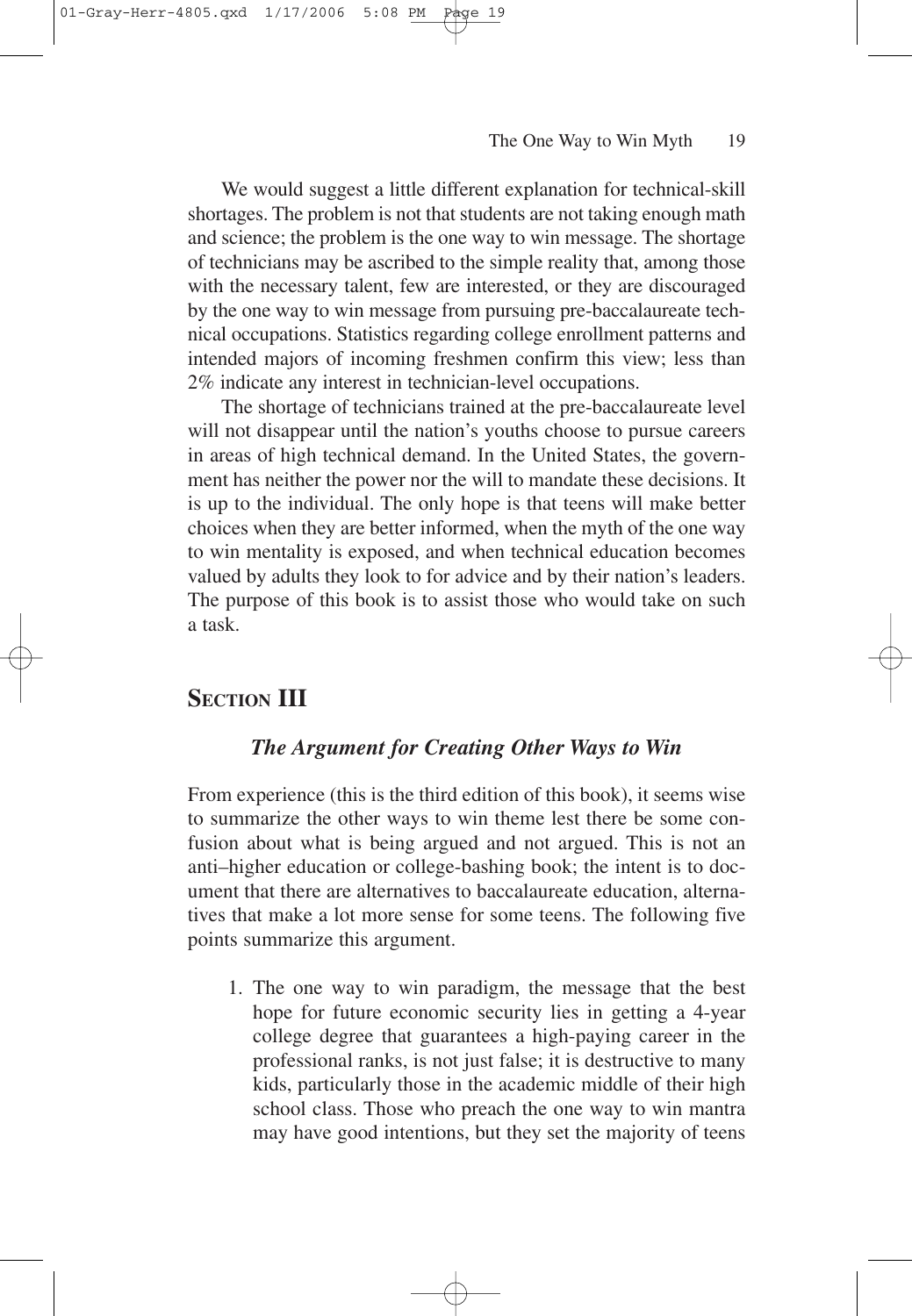We would suggest a little different explanation for technical-skill shortages. The problem is not that students are not taking enough math and science; the problem is the one way to win message. The shortage of technicians may be ascribed to the simple reality that, among those with the necessary talent, few are interested, or they are discouraged by the one way to win message from pursuing pre-baccalaureate technical occupations. Statistics regarding college enrollment patterns and intended majors of incoming freshmen confirm this view; less than 2% indicate any interest in technician-level occupations.

The shortage of technicians trained at the pre-baccalaureate level will not disappear until the nation's youths choose to pursue careers in areas of high technical demand. In the United States, the government has neither the power nor the will to mandate these decisions. It is up to the individual. The only hope is that teens will make better choices when they are better informed, when the myth of the one way to win mentality is exposed, and when technical education becomes valued by adults they look to for advice and by their nation's leaders. The purpose of this book is to assist those who would take on such a task.

## SECTION III

### *The Argument for Creating Other Ways to Win*

From experience (this is the third edition of this book), it seems wise to summarize the other ways to win theme lest there be some confusion about what is being argued and not argued. This is not an anti–higher education or college-bashing book; the intent is to document that there are alternatives to baccalaureate education, alternatives that make a lot more sense for some teens. The following five points summarize this argument.

1. The one way to win paradigm, the message that the best hope for future economic security lies in getting a 4-year college degree that guarantees a high-paying career in the professional ranks, is not just false; it is destructive to many kids, particularly those in the academic middle of their high school class. Those who preach the one way to win mantra may have good intentions, but they set the majority of teens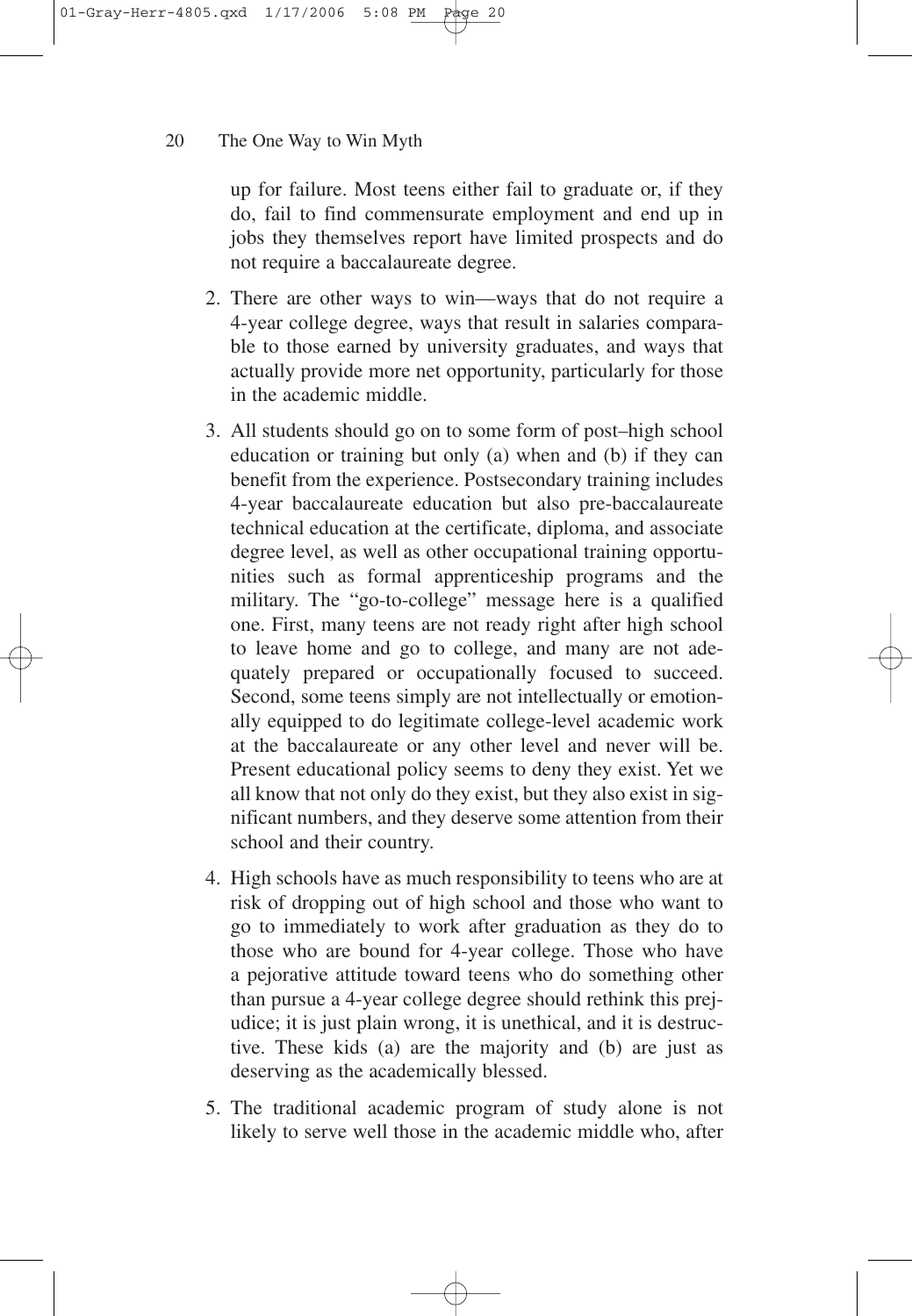up for failure. Most teens either fail to graduate or, if they do, fail to find commensurate employment and end up in jobs they themselves report have limited prospects and do not require a baccalaureate degree.

2. There are other ways to win—ways that do not require a 4-year college degree, ways that result in salaries comparable to those earned by university graduates, and ways that actually provide more net opportunity, particularly for those in the academic middle.

3. All students should go on to some form of post–high school education or training but only (a) when and (b) if they can benefit from the experience. Postsecondary training includes 4-year baccalaureate education but also pre-baccalaureate technical education at the certificate, diploma, and associate degree level, as well as other occupational training opportunities such as formal apprenticeship programs and the military. The "go-to-college" message here is a qualified one. First, many teens are not ready right after high school to leave home and go to college, and many are not adequately prepared or occupationally focused to succeed. Second, some teens simply are not intellectually or emotionally equipped to do legitimate college-level academic work at the baccalaureate or any other level and never will be. Present educational policy seems to deny they exist. Yet we all know that not only do they exist, but they also exist in significant numbers, and they deserve some attention from their school and their country.

4. High schools have as much responsibility to teens who are at risk of dropping out of high school and those who want to go to immediately to work after graduation as they do to those who are bound for 4-year college. Those who have a pejorative attitude toward teens who do something other than pursue a 4-year college degree should rethink this prejudice; it is just plain wrong, it is unethical, and it is destructive. These kids (a) are the majority and (b) are just as deserving as the academically blessed.

5. The traditional academic program of study alone is not likely to serve well those in the academic middle who, after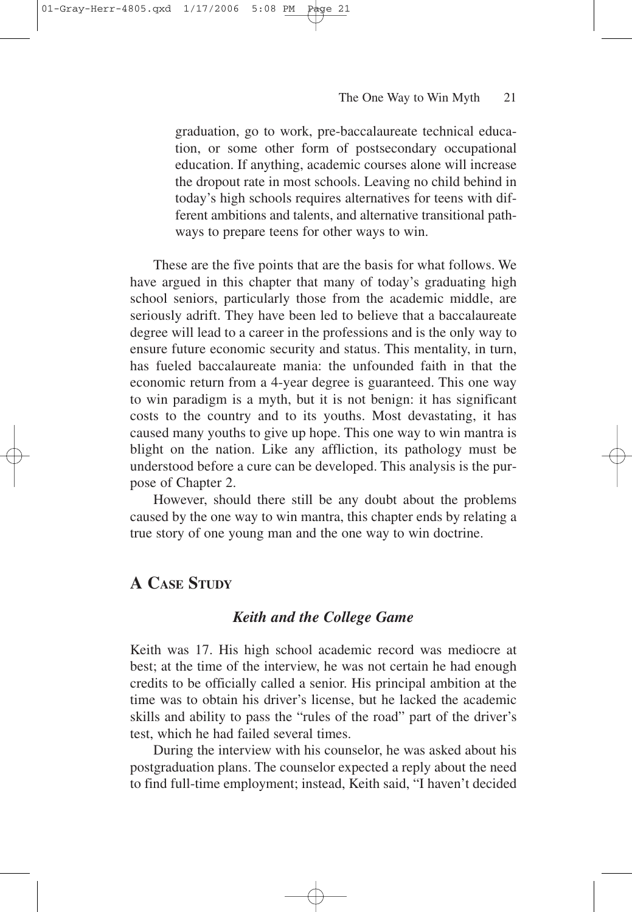graduation, go to work, pre-baccalaureate technical education, or some other form of postsecondary occupational education. If anything, academic courses alone will increase the dropout rate in most schools. Leaving no child behind in today's high schools requires alternatives for teens with different ambitions and talents, and alternative transitional pathways to prepare teens for other ways to win.

These are the five points that are the basis for what follows. We have argued in this chapter that many of today's graduating high school seniors, particularly those from the academic middle, are seriously adrift. They have been led to believe that a baccalaureate degree will lead to a career in the professions and is the only way to ensure future economic security and status. This mentality, in turn, has fueled baccalaureate mania: the unfounded faith in that the economic return from a 4-year degree is guaranteed. This one way to win paradigm is a myth, but it is not benign: it has significant costs to the country and to its youths. Most devastating, it has caused many youths to give up hope. This one way to win mantra is blight on the nation. Like any affliction, its pathology must be understood before a cure can be developed. This analysis is the purpose of Chapter 2.

However, should there still be any doubt about the problems caused by the one way to win mantra, this chapter ends by relating a true story of one young man and the one way to win doctrine.

## A Case Study

### *Keith and the College Game*

Keith was 17. His high school academic record was mediocre at best; at the time of the interview, he was not certain he had enough credits to be officially called a senior. His principal ambition at the time was to obtain his driver's license, but he lacked the academic skills and ability to pass the "rules of the road" part of the driver's test, which he had failed several times.

During the interview with his counselor, he was asked about his postgraduation plans. The counselor expected a reply about the need to find full-time employment; instead, Keith said, "I haven't decided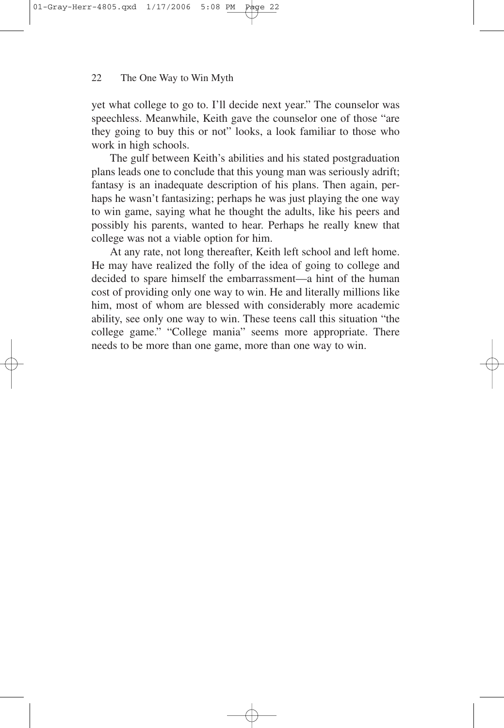yet what college to go to. I'll decide next year." The counselor was speechless. Meanwhile, Keith gave the counselor one of those "are they going to buy this or not" looks, a look familiar to those who work in high schools.

The gulf between Keith's abilities and his stated postgraduation plans leads one to conclude that this young man was seriously adrift; fantasy is an inadequate description of his plans. Then again, perhaps he wasn't fantasizing; perhaps he was just playing the one way to win game, saying what he thought the adults, like his peers and possibly his parents, wanted to hear. Perhaps he really knew that college was not a viable option for him.

At any rate, not long thereafter, Keith left school and left home. He may have realized the folly of the idea of going to college and decided to spare himself the embarrassment—a hint of the human cost of providing only one way to win. He and literally millions like him, most of whom are blessed with considerably more academic ability, see only one way to win. These teens call this situation "the college game." "College mania" seems more appropriate. There needs to be more than one game, more than one way to win.